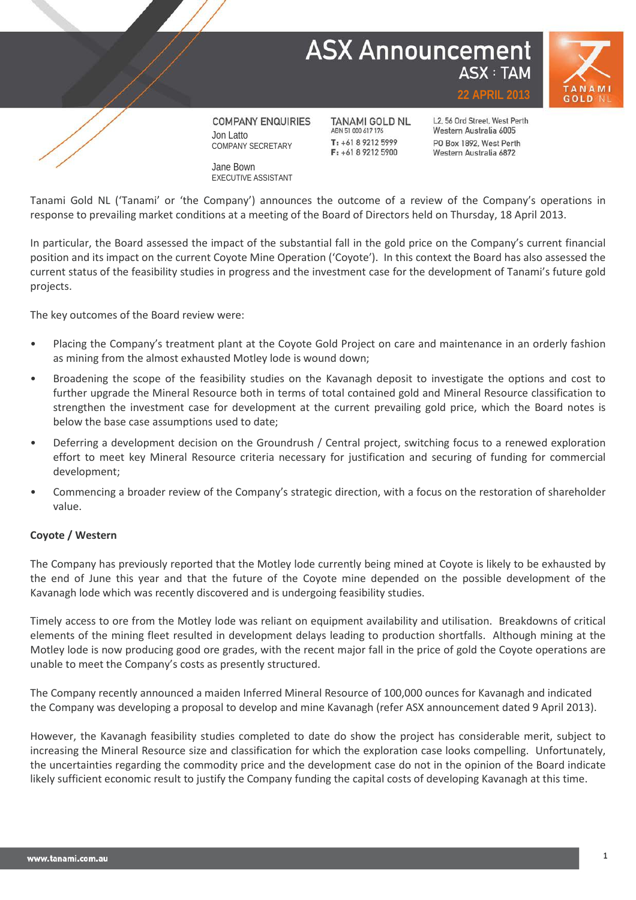# ASX Announcement

ASX : TAM

22 APRIL 2013

**COMPANY ENQUIRIES**
Jon Latto
COMPANY SECRETARY

Jane Bown
EXECUTIVE ASSISTANT

**TANAMI GOLD NL**
ABN 51 000 617 176
T: +61 8 9212 5999
F: +61 8 9212 5900

L2, 56 Ord Street, West Perth
Western Australia 6005
PO Box 1892, West Perth
Western Australia 6872

Tanami Gold NL ('Tanami' or 'the Company') announces the outcome of a review of the Company's operations in response to prevailing market conditions at a meeting of the Board of Directors held on Thursday, 18 April 2013.

In particular, the Board assessed the impact of the substantial fall in the gold price on the Company's current financial position and its impact on the current Coyote Mine Operation ('Coyote'). In this context the Board has also assessed the current status of the feasibility studies in progress and the investment case for the development of Tanami's future gold projects.

The key outcomes of the Board review were:

- Placing the Company's treatment plant at the Coyote Gold Project on care and maintenance in an orderly fashion as mining from the almost exhausted Motley lode is wound down;
- Broadening the scope of the feasibility studies on the Kavanagh deposit to investigate the options and cost to further upgrade the Mineral Resource both in terms of total contained gold and Mineral Resource classification to strengthen the investment case for development at the current prevailing gold price, which the Board notes is below the base case assumptions used to date;
- Deferring a development decision on the Groundrush / Central project, switching focus to a renewed exploration effort to meet key Mineral Resource criteria necessary for justification and securing of funding for commercial development;
- Commencing a broader review of the Company's strategic direction, with a focus on the restoration of shareholder value.

**Coyote / Western**

The Company has previously reported that the Motley lode currently being mined at Coyote is likely to be exhausted by the end of June this year and that the future of the Coyote mine depended on the possible development of the Kavanagh lode which was recently discovered and is undergoing feasibility studies.

Timely access to ore from the Motley lode was reliant on equipment availability and utilisation. Breakdowns of critical elements of the mining fleet resulted in development delays leading to production shortfalls. Although mining at the Motley lode is now producing good ore grades, with the recent major fall in the price of gold the Coyote operations are unable to meet the Company's costs as presently structured.

The Company recently announced a maiden Inferred Mineral Resource of 100,000 ounces for Kavanagh and indicated the Company was developing a proposal to develop and mine Kavanagh (refer ASX announcement dated 9 April 2013).

However, the Kavanagh feasibility studies completed to date do show the project has considerable merit, subject to increasing the Mineral Resource size and classification for which the exploration case looks compelling. Unfortunately, the uncertainties regarding the commodity price and the development case do not in the opinion of the Board indicate likely sufficient economic result to justify the Company funding the capital costs of developing Kavanagh at this time.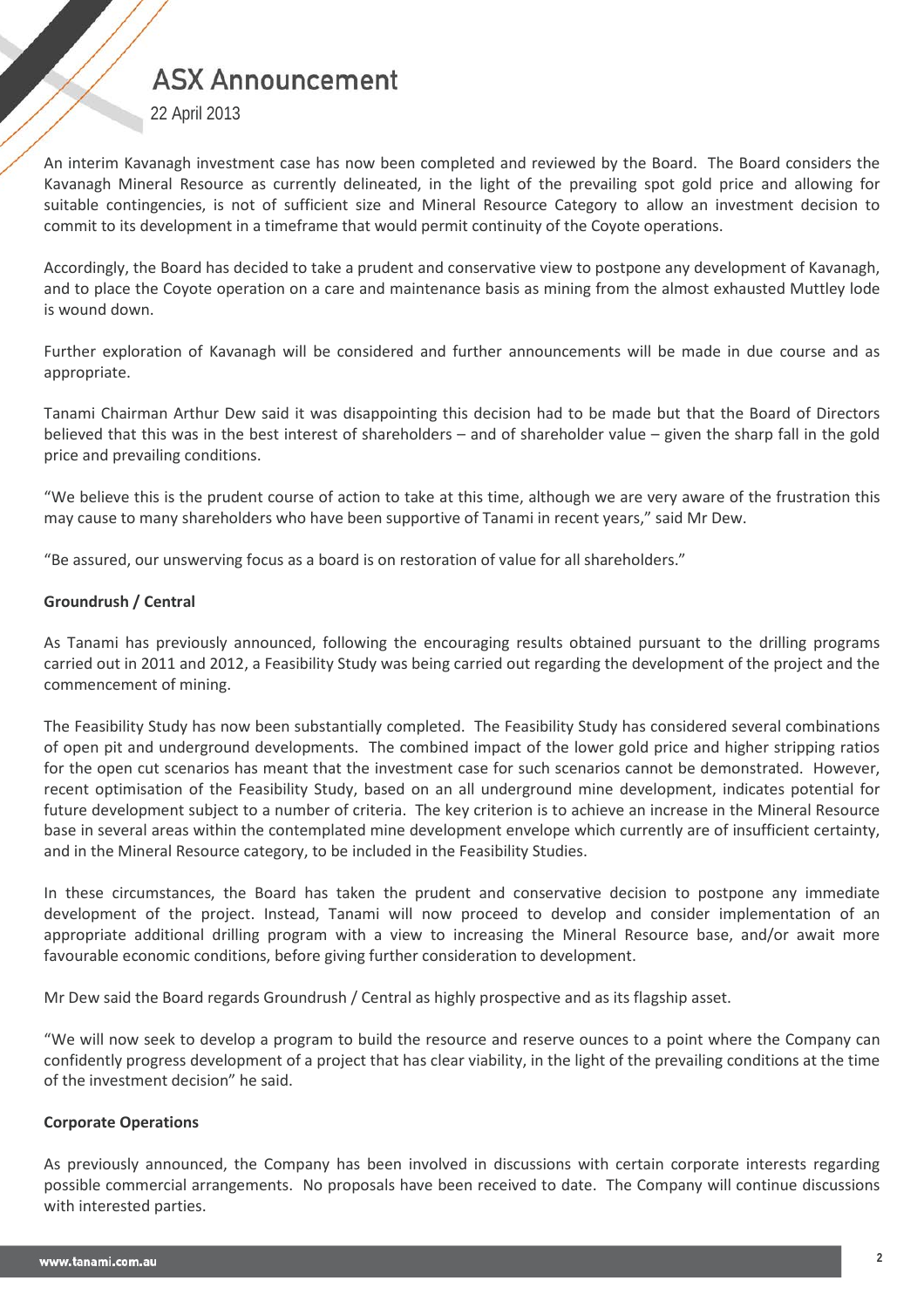An interim Kavanagh investment case has now been completed and reviewed by the Board. The Board considers the Kavanagh Mineral Resource as currently delineated, in the light of the prevailing spot gold price and allowing for suitable contingencies, is not of sufficient size and Mineral Resource Category to allow an investment decision to commit to its development in a timeframe that would permit continuity of the Coyote operations.

Accordingly, the Board has decided to take a prudent and conservative view to postpone any development of Kavanagh, and to place the Coyote operation on a care and maintenance basis as mining from the almost exhausted Muttley lode is wound down.

Further exploration of Kavanagh will be considered and further announcements will be made in due course and as appropriate.

Tanami Chairman Arthur Dew said it was disappointing this decision had to be made but that the Board of Directors believed that this was in the best interest of shareholders – and of shareholder value – given the sharp fall in the gold price and prevailing conditions.

"We believe this is the prudent course of action to take at this time, although we are very aware of the frustration this may cause to many shareholders who have been supportive of Tanami in recent years," said Mr Dew.

"Be assured, our unswerving focus as a board is on restoration of value for all shareholders."

**Groundrush / Central**

As Tanami has previously announced, following the encouraging results obtained pursuant to the drilling programs carried out in 2011 and 2012, a Feasibility Study was being carried out regarding the development of the project and the commencement of mining.

The Feasibility Study has now been substantially completed. The Feasibility Study has considered several combinations of open pit and underground developments. The combined impact of the lower gold price and higher stripping ratios for the open cut scenarios has meant that the investment case for such scenarios cannot be demonstrated. However, recent optimisation of the Feasibility Study, based on an all underground mine development, indicates potential for future development subject to a number of criteria. The key criterion is to achieve an increase in the Mineral Resource base in several areas within the contemplated mine development envelope which currently are of insufficient certainty, and in the Mineral Resource category, to be included in the Feasibility Studies.

In these circumstances, the Board has taken the prudent and conservative decision to postpone any immediate development of the project. Instead, Tanami will now proceed to develop and consider implementation of an appropriate additional drilling program with a view to increasing the Mineral Resource base, and/or await more favourable economic conditions, before giving further consideration to development.

Mr Dew said the Board regards Groundrush / Central as highly prospective and as its flagship asset.

"We will now seek to develop a program to build the resource and reserve ounces to a point where the Company can confidently progress development of a project that has clear viability, in the light of the prevailing conditions at the time of the investment decision" he said.

**Corporate Operations**

As previously announced, the Company has been involved in discussions with certain corporate interests regarding possible commercial arrangements. No proposals have been received to date. The Company will continue discussions with interested parties.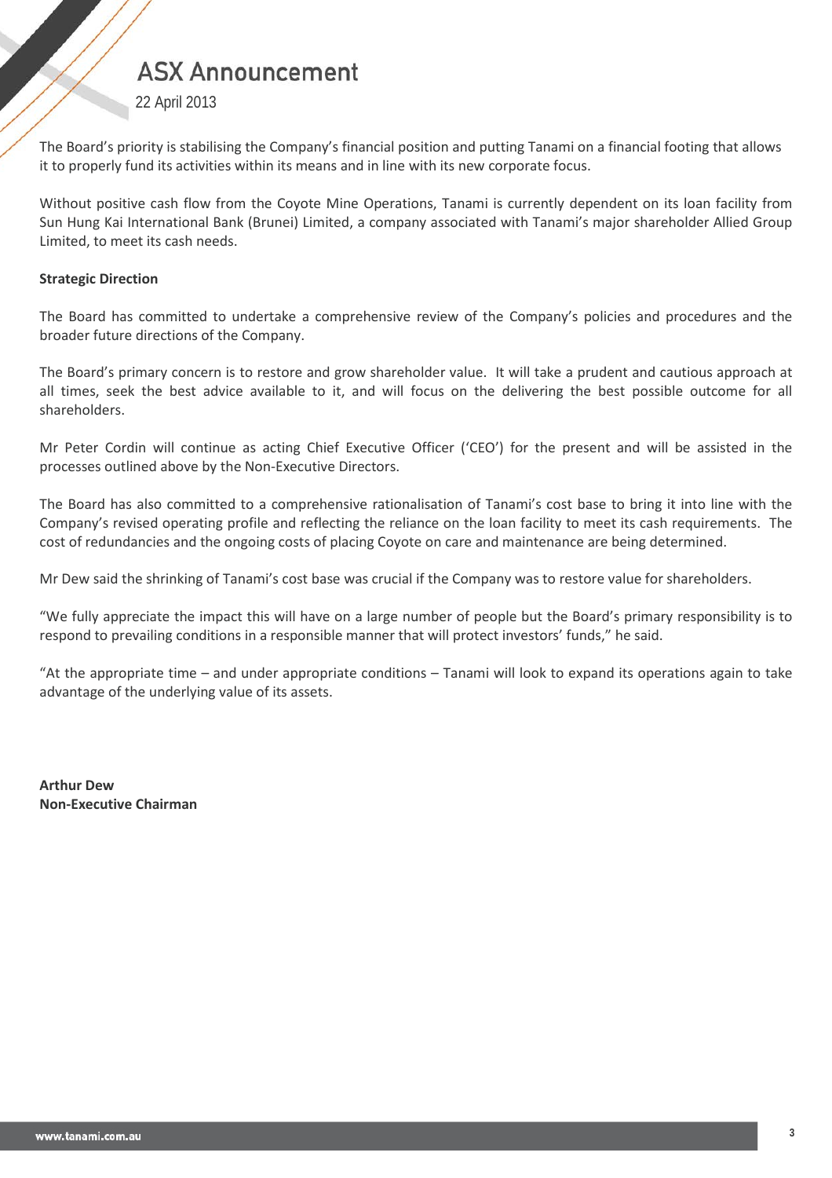The Board's priority is stabilising the Company's financial position and putting Tanami on a financial footing that allows it to properly fund its activities within its means and in line with its new corporate focus.

Without positive cash flow from the Coyote Mine Operations, Tanami is currently dependent on its loan facility from Sun Hung Kai International Bank (Brunei) Limited, a company associated with Tanami's major shareholder Allied Group Limited, to meet its cash needs.

**Strategic Direction**

The Board has committed to undertake a comprehensive review of the Company's policies and procedures and the broader future directions of the Company.

The Board's primary concern is to restore and grow shareholder value. It will take a prudent and cautious approach at all times, seek the best advice available to it, and will focus on the delivering the best possible outcome for all shareholders.

Mr Peter Cordin will continue as acting Chief Executive Officer ('CEO') for the present and will be assisted in the processes outlined above by the Non-Executive Directors.

The Board has also committed to a comprehensive rationalisation of Tanami's cost base to bring it into line with the Company's revised operating profile and reflecting the reliance on the loan facility to meet its cash requirements. The cost of redundancies and the ongoing costs of placing Coyote on care and maintenance are being determined.

Mr Dew said the shrinking of Tanami's cost base was crucial if the Company was to restore value for shareholders.

"We fully appreciate the impact this will have on a large number of people but the Board's primary responsibility is to respond to prevailing conditions in a responsible manner that will protect investors' funds," he said.

"At the appropriate time – and under appropriate conditions – Tanami will look to expand its operations again to take advantage of the underlying value of its assets.

**Arthur Dew**
**Non-Executive Chairman**